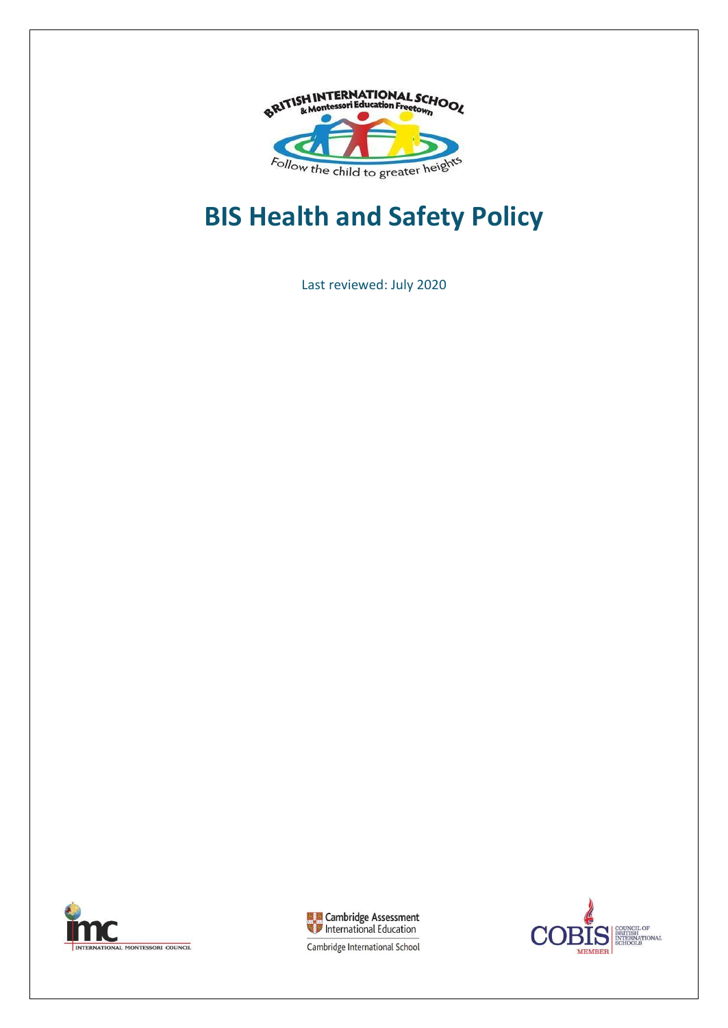# BIS Health and Safety Policy

Last reviewed: July 2020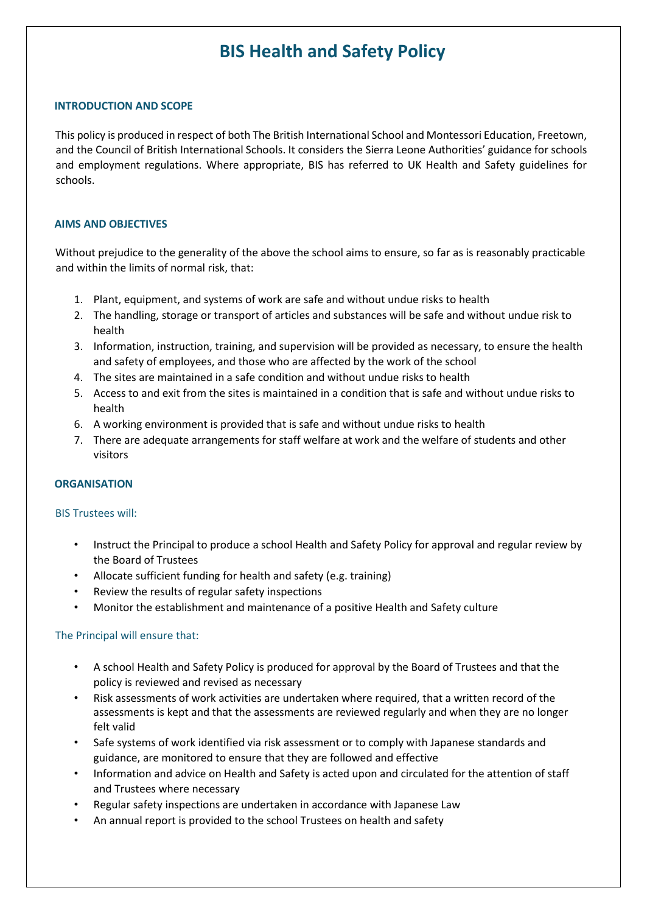# BIS Health and Safety Policy

## INTRODUCTION AND SCOPE

This policy is produced in respect of both The British International School and Montessori Education, Freetown, and the Council of British International Schools. It considers the Sierra Leone Authorities' guidance for schools and employment regulations. Where appropriate, BIS has referred to UK Health and Safety guidelines for schools.

## AIMS AND OBJECTIVES

Without prejudice to the generality of the above the school aims to ensure, so far as is reasonably practicable and within the limits of normal risk, that:

1. Plant, equipment, and systems of work are safe and without undue risks to health
2. The handling, storage or transport of articles and substances will be safe and without undue risk to health
3. Information, instruction, training, and supervision will be provided as necessary, to ensure the health and safety of employees, and those who are affected by the work of the school
4. The sites are maintained in a safe condition and without undue risks to health
5. Access to and exit from the sites is maintained in a condition that is safe and without undue risks to health
6. A working environment is provided that is safe and without undue risks to health
7. There are adequate arrangements for staff welfare at work and the welfare of students and other visitors

## ORGANISATION

### BIS Trustees will:

- Instruct the Principal to produce a school Health and Safety Policy for approval and regular review by the Board of Trustees
- Allocate sufficient funding for health and safety (e.g. training)
- Review the results of regular safety inspections
- Monitor the establishment and maintenance of a positive Health and Safety culture

### The Principal will ensure that:

- A school Health and Safety Policy is produced for approval by the Board of Trustees and that the policy is reviewed and revised as necessary
- Risk assessments of work activities are undertaken where required, that a written record of the assessments is kept and that the assessments are reviewed regularly and when they are no longer felt valid
- Safe systems of work identified via risk assessment or to comply with Japanese standards and guidance, are monitored to ensure that they are followed and effective
- Information and advice on Health and Safety is acted upon and circulated for the attention of staff and Trustees where necessary
- Regular safety inspections are undertaken in accordance with Japanese Law
- An annual report is provided to the school Trustees on health and safety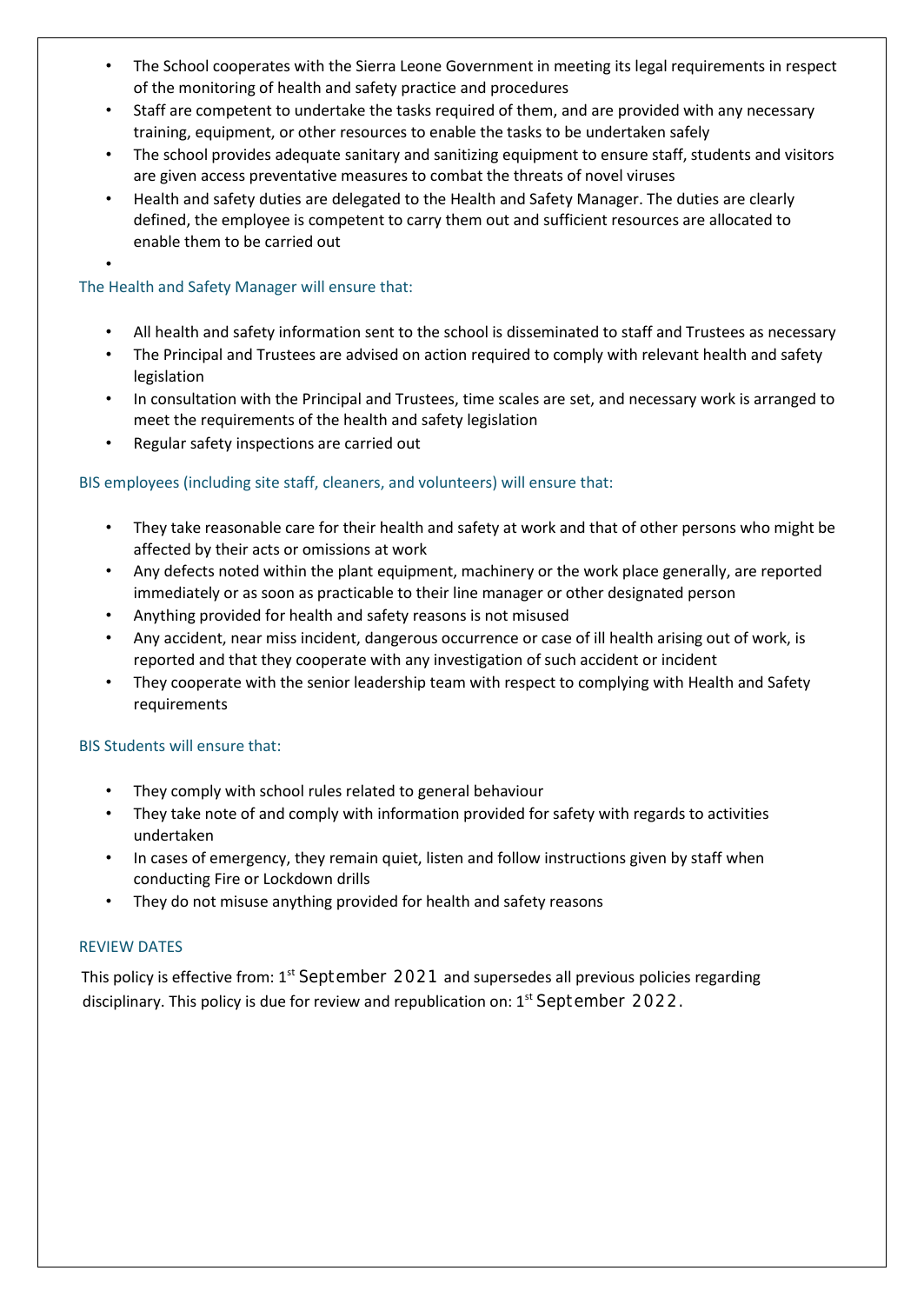- The School cooperates with the Sierra Leone Government in meeting its legal requirements in respect of the monitoring of health and safety practice and procedures
- Staff are competent to undertake the tasks required of them, and are provided with any necessary training, equipment, or other resources to enable the tasks to be undertaken safely
- The school provides adequate sanitary and sanitizing equipment to ensure staff, students and visitors are given access preventative measures to combat the threats of novel viruses
- Health and safety duties are delegated to the Health and Safety Manager. The duties are clearly defined, the employee is competent to carry them out and sufficient resources are allocated to enable them to be carried out
-

### The Health and Safety Manager will ensure that:

- All health and safety information sent to the school is disseminated to staff and Trustees as necessary
- The Principal and Trustees are advised on action required to comply with relevant health and safety legislation
- In consultation with the Principal and Trustees, time scales are set, and necessary work is arranged to meet the requirements of the health and safety legislation
- Regular safety inspections are carried out

### BIS employees (including site staff, cleaners, and volunteers) will ensure that:

- They take reasonable care for their health and safety at work and that of other persons who might be affected by their acts or omissions at work
- Any defects noted within the plant equipment, machinery or the work place generally, are reported immediately or as soon as practicable to their line manager or other designated person
- Anything provided for health and safety reasons is not misused
- Any accident, near miss incident, dangerous occurrence or case of ill health arising out of work, is reported and that they cooperate with any investigation of such accident or incident
- They cooperate with the senior leadership team with respect to complying with Health and Safety requirements

### BIS Students will ensure that:

- They comply with school rules related to general behaviour
- They take note of and comply with information provided for safety with regards to activities undertaken
- In cases of emergency, they remain quiet, listen and follow instructions given by staff when conducting Fire or Lockdown drills
- They do not misuse anything provided for health and safety reasons

### REVIEW DATES

This policy is effective from: 1st September 2021 and supersedes all previous policies regarding disciplinary. This policy is due for review and republication on: 1st September 2022.